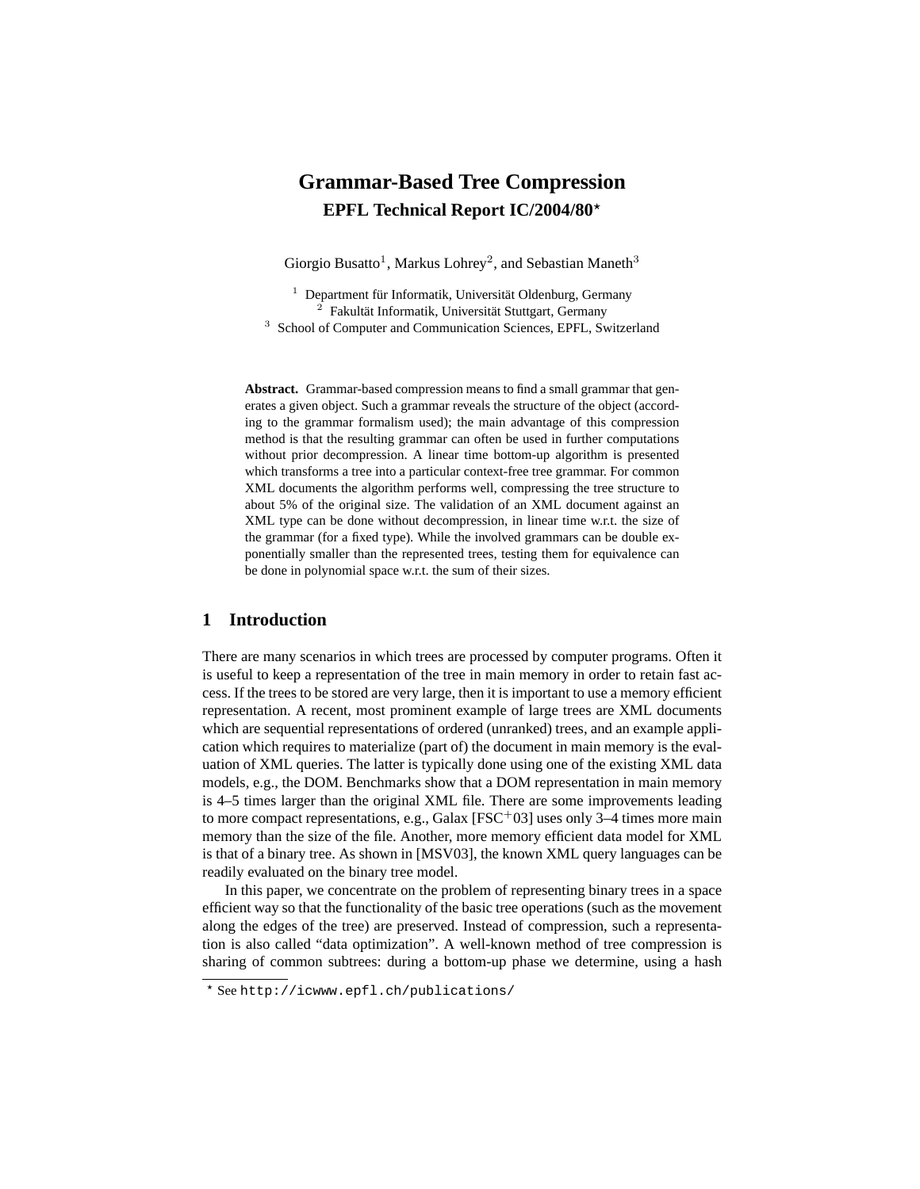# Grammar-Based Tree Compression

## EPFL Technical Report IC/2004/80*

Giorgio Busatto[1], Markus Lohrey[2], and Sebastian Maneth[3]

[1] Department für Informatik, Universität Oldenburg, Germany
[2] Fakultät Informatik, Universität Stuttgart, Germany
[3] School of Computer and Communication Sciences, EPFL, Switzerland

**Abstract.** Grammar-based compression means to find a small grammar that generates a given object. Such a grammar reveals the structure of the object (according to the grammar formalism used); the main advantage of this compression method is that the resulting grammar can often be used in further computations without prior decompression. A linear time bottom-up algorithm is presented which transforms a tree into a particular context-free tree grammar. For common XML documents the algorithm performs well, compressing the tree structure to about 5% of the original size. The validation of an XML document against an XML type can be done without decompression, in linear time w.r.t. the size of the grammar (for a fixed type). While the involved grammars can be double exponentially smaller than the represented trees, testing them for equivalence can be done in polynomial space w.r.t. the sum of their sizes.

## 1 Introduction

There are many scenarios in which trees are processed by computer programs. Often it is useful to keep a representation of the tree in main memory in order to retain fast access. If the trees to be stored are very large, then it is important to use a memory efficient representation. A recent, most prominent example of large trees are XML documents which are sequential representations of ordered (unranked) trees, and an example application which requires to materialize (part of) the document in main memory is the evaluation of XML queries. The latter is typically done using one of the existing XML data models, e.g., the DOM. Benchmarks show that a DOM representation in main memory is 4–5 times larger than the original XML file. There are some improvements leading to more compact representations, e.g., Galax [FSC+03] uses only 3–4 times more main memory than the size of the file. Another, more memory efficient data model for XML is that of a binary tree. As shown in [MSV03], the known XML query languages can be readily evaluated on the binary tree model.

In this paper, we concentrate on the problem of representing binary trees in a space efficient way so that the functionality of the basic tree operations (such as the movement along the edges of the tree) are preserved. Instead of compression, such a representation is also called "data optimization". A well-known method of tree compression is sharing of common subtrees: during a bottom-up phase we determine, using a hash

* See http://icwww.epfl.ch/publications/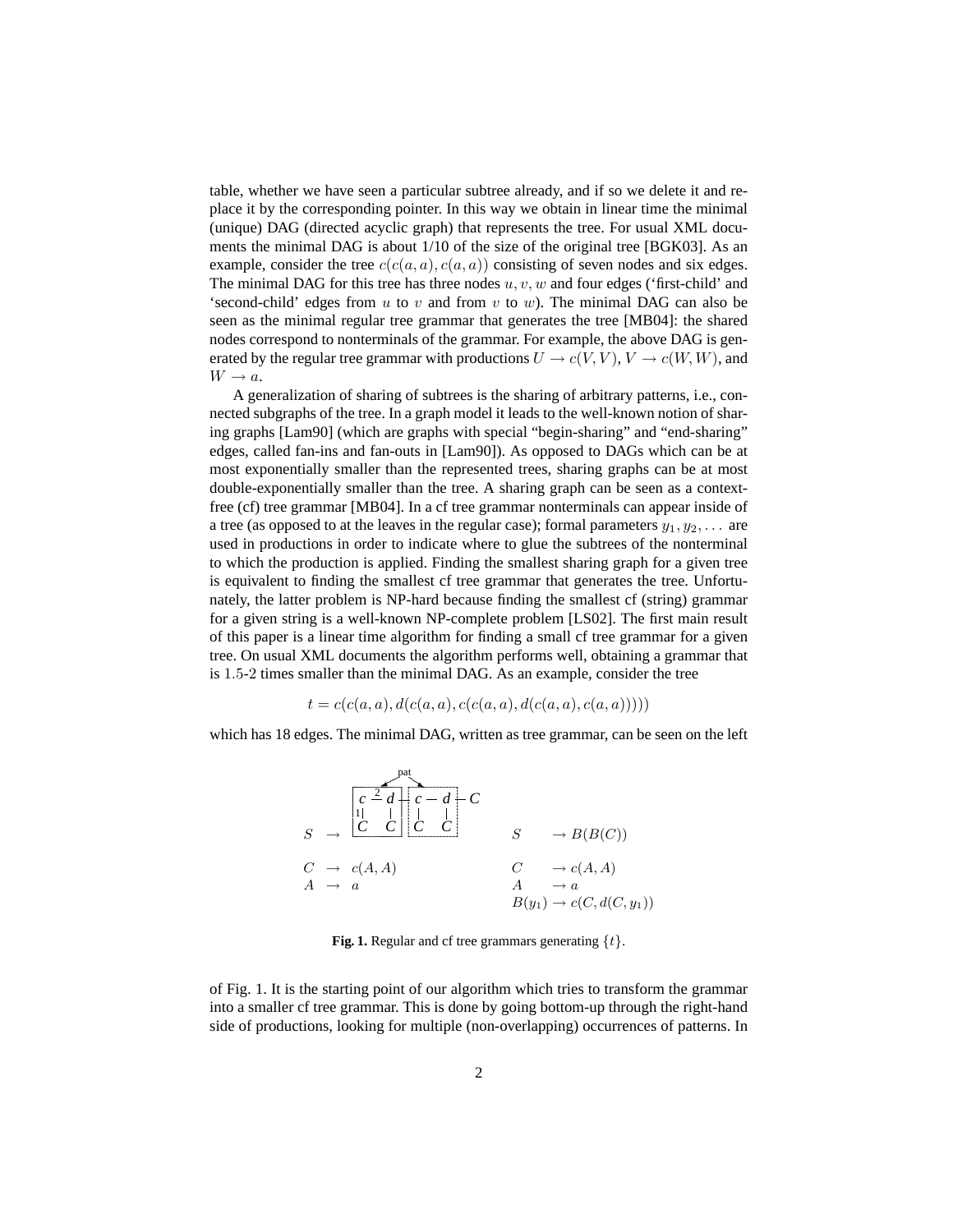table, whether we have seen a particular subtree already, and if so we delete it and replace it by the corresponding pointer. In this way we obtain in linear time the minimal (unique) DAG (directed acyclic graph) that represents the tree. For usual XML documents the minimal DAG is about 1/10 of the size of the original tree [BGK03]. As an example, consider the tree $c(c(a,a),c(a,a))$ consisting of seven nodes and six edges. The minimal DAG for this tree has three nodes $u,v,w$ and four edges ('first-child' and 'second-child' edges from $u$ to $v$ and from $v$ to $w$). The minimal DAG can also be seen as the minimal regular tree grammar that generates the tree [MB04]: the shared nodes correspond to nonterminals of the grammar. For example, the above DAG is generated by the regular tree grammar with productions $U \to c(V,V)$, $V \to c(W,W)$, and $W \to a$.

A generalization of sharing of subtrees is the sharing of arbitrary patterns, i.e., connected subgraphs of the tree. In a graph model it leads to the well-known notion of sharing graphs [Lam90] (which are graphs with special "begin-sharing" and "end-sharing" edges, called fan-ins and fan-outs in [Lam90]). As opposed to DAGs which can be at most exponentially smaller than the represented trees, sharing graphs can be at most double-exponentially smaller than the tree. A sharing graph can be seen as a context-free (cf) tree grammar [MB04]. In a cf tree grammar nonterminals can appear inside of a tree (as opposed to at the leaves in the regular case); formal parameters $y_1, y_2, \ldots$ are used in productions in order to indicate where to glue the subtrees of the nonterminal to which the production is applied. Finding the smallest sharing graph for a given tree is equivalent to finding the smallest cf tree grammar that generates the tree. Unfortunately, the latter problem is NP-hard because finding the smallest cf (string) grammar for a given string is a well-known NP-complete problem [LS02]. The first main result of this paper is a linear time algorithm for finding a small cf tree grammar for a given tree. On usual XML documents the algorithm performs well, obtaining a grammar that is 1.5-2 times smaller than the minimal DAG. As an example, consider the tree

$$t = c(c(a,a), d(c(a,a), c(c(a,a), d(c(a,a), c(a,a)))))$$

which has 18 edges. The minimal DAG, written as tree grammar, can be seen on the left

$$
\begin{array}{lll}
S & \to & \text{(tree: } c \xrightarrow{2} d - c - d - C \text{, with children } C, C, C, C \text{; patterns marked "pat")} \\
C & \to & c(A,A) \\
A & \to & a
\end{array}
\qquad
\begin{array}{ll}
S & \to B(B(C)) \\
C & \to c(A,A) \\
A & \to a \\
B(y_1) & \to c(C, d(C, y_1))
\end{array}
$$

**Fig. 1.** Regular and cf tree grammars generating $\{t\}$.

of Fig. 1. It is the starting point of our algorithm which tries to transform the grammar into a smaller cf tree grammar. This is done by going bottom-up through the right-hand side of productions, looking for multiple (non-overlapping) occurrences of patterns. In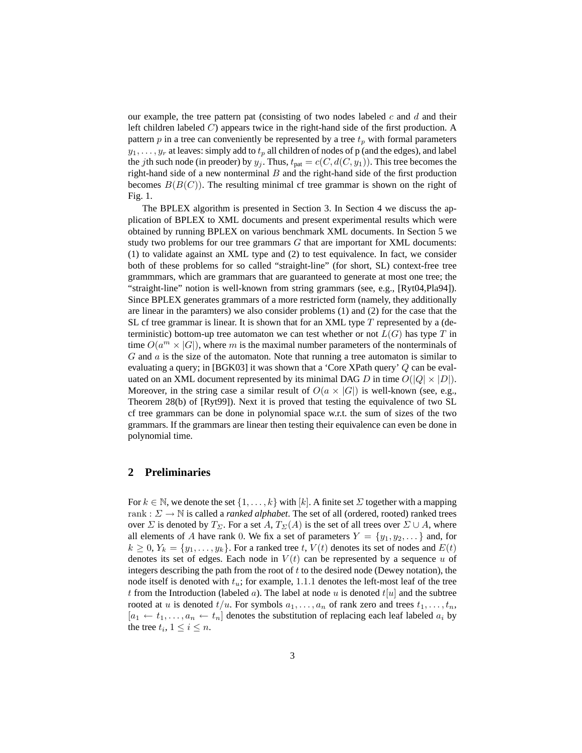our example, the tree pattern pat (consisting of two nodes labeled $c$ and $d$ and their left children labeled $C$) appears twice in the right-hand side of the first production. A pattern $p$ in a tree can conveniently be represented by a tree $t_p$ with formal parameters $y_1, \dots, y_r$ at leaves: simply add to $t_p$ all children of nodes of p (and the edges), and label the $j$th such node (in preoder) by $y_j$. Thus, $t_{\text{pat}} = c(C, d(C, y_1))$. This tree becomes the right-hand side of a new nonterminal $B$ and the right-hand side of the first production becomes $B(B(C))$. The resulting minimal cf tree grammar is shown on the right of Fig. 1.

The BPLEX algorithm is presented in Section 3. In Section 4 we discuss the application of BPLEX to XML documents and present experimental results which were obtained by running BPLEX on various benchmark XML documents. In Section 5 we study two problems for our tree grammars $G$ that are important for XML documents: (1) to validate against an XML type and (2) to test equivalence. In fact, we consider both of these problems for so called "straight-line" (for short, SL) context-free tree grammmars, which are grammars that are guaranteed to generate at most one tree; the "straight-line" notion is well-known from string grammars (see, e.g., [Ryt04,Pla94]). Since BPLEX generates grammars of a more restricted form (namely, they additionally are linear in the paramters) we also consider problems (1) and (2) for the case that the SL cf tree grammar is linear. It is shown that for an XML type $T$ represented by a (deterministic) bottom-up tree automaton we can test whether or not $L(G)$ has type $T$ in time $O(a^m \times |G|)$, where $m$ is the maximal number parameters of the nonterminals of $G$ and $a$ is the size of the automaton. Note that running a tree automaton is similar to evaluating a query; in [BGK03] it was shown that a 'Core XPath query' $Q$ can be evaluated on an XML document represented by its minimal DAG $D$ in time $O(|Q| \times |D|)$. Moreover, in the string case a similar result of $O(a \times |G|)$ is well-known (see, e.g., Theorem 28(b) of [Ryt99]). Next it is proved that testing the equivalence of two SL cf tree grammars can be done in polynomial space w.r.t. the sum of sizes of the two grammars. If the grammars are linear then testing their equivalence can even be done in polynomial time.

## 2 Preliminaries

For $k \in \mathbb{N}$, we denote the set $\{1, \dots, k\}$ with $[k]$. A finite set $\Sigma$ together with a mapping $\text{rank} : \Sigma \to \mathbb{N}$ is called a *ranked alphabet*. The set of all (ordered, rooted) ranked trees over $\Sigma$ is denoted by $T_\Sigma$. For a set $A$, $T_\Sigma(A)$ is the set of all trees over $\Sigma \cup A$, where all elements of $A$ have rank 0. We fix a set of parameters $Y = \{y_1, y_2, \dots\}$ and, for $k \geq 0$, $Y_k = \{y_1, \dots, y_k\}$. For a ranked tree $t$, $V(t)$ denotes its set of nodes and $E(t)$ denotes its set of edges. Each node in $V(t)$ can be represented by a sequence $u$ of integers describing the path from the root of $t$ to the desired node (Dewey notation), the node itself is denoted with $t_u$; for example, 1.1.1 denotes the left-most leaf of the tree $t$ from the Introduction (labeled $a$). The label at node $u$ is denoted $t[u]$ and the subtree rooted at $u$ is denoted $t/u$. For symbols $a_1, \dots, a_n$ of rank zero and trees $t_1, \dots, t_n$, $[a_1 \leftarrow t_1, \dots, a_n \leftarrow t_n]$ denotes the substitution of replacing each leaf labeled $a_i$ by the tree $t_i$, $1 \leq i \leq n$.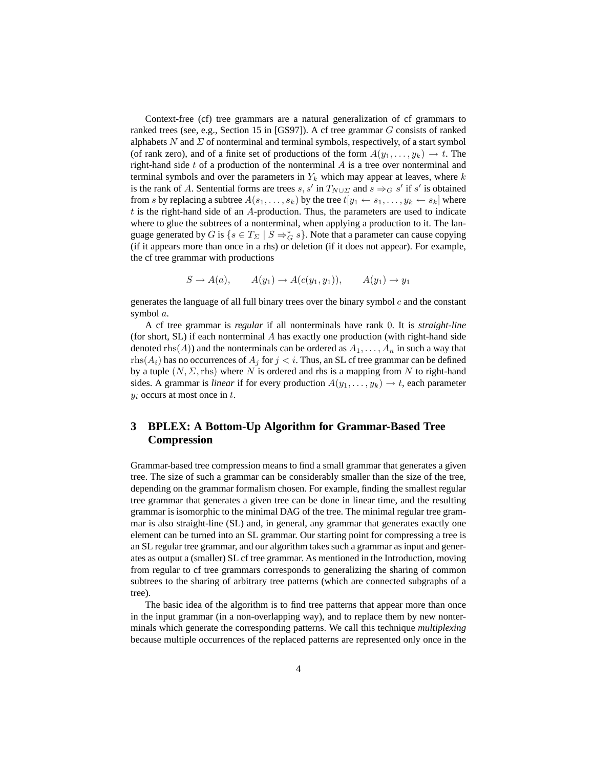Context-free (cf) tree grammars are a natural generalization of cf grammars to ranked trees (see, e.g., Section 15 in [GS97]). A cf tree grammar $G$ consists of ranked alphabets $N$ and $\Sigma$ of nonterminal and terminal symbols, respectively, of a start symbol (of rank zero), and of a finite set of productions of the form $A(y_1, \ldots, y_k) \to t$. The right-hand side $t$ of a production of the nonterminal $A$ is a tree over nonterminal and terminal symbols and over the parameters in $Y_k$ which may appear at leaves, where $k$ is the rank of $A$. Sentential forms are trees $s, s'$ in $T_{N \cup \Sigma}$ and $s \Rightarrow_G s'$ if $s'$ is obtained from $s$ by replacing a subtree $A(s_1, \ldots, s_k)$ by the tree $t[y_1 \leftarrow s_1, \ldots, y_k \leftarrow s_k]$ where $t$ is the right-hand side of an $A$-production. Thus, the parameters are used to indicate where to glue the subtrees of a nonterminal, when applying a production to it. The language generated by $G$ is $\{s \in T_\Sigma \mid S \Rightarrow_G^* s\}$. Note that a parameter can cause copying (if it appears more than once in a rhs) or deletion (if it does not appear). For example, the cf tree grammar with productions

$$S \to A(a), \qquad A(y_1) \to A(c(y_1, y_1)), \qquad A(y_1) \to y_1$$

generates the language of all full binary trees over the binary symbol $c$ and the constant symbol $a$.

A cf tree grammar is *regular* if all nonterminals have rank $0$. It is *straight-line* (for short, SL) if each nonterminal $A$ has exactly one production (with right-hand side denoted $\mathrm{rhs}(A)$) and the nonterminals can be ordered as $A_1, \ldots, A_n$ in such a way that $\mathrm{rhs}(A_i)$ has no occurrences of $A_j$ for $j < i$. Thus, an SL cf tree grammar can be defined by a tuple $(N, \Sigma, \mathrm{rhs})$ where $N$ is ordered and rhs is a mapping from $N$ to right-hand sides. A grammar is *linear* if for every production $A(y_1, \ldots, y_k) \to t$, each parameter $y_i$ occurs at most once in $t$.

## 3 BPLEX: A Bottom-Up Algorithm for Grammar-Based Tree Compression

Grammar-based tree compression means to find a small grammar that generates a given tree. The size of such a grammar can be considerably smaller than the size of the tree, depending on the grammar formalism chosen. For example, finding the smallest regular tree grammar that generates a given tree can be done in linear time, and the resulting grammar is isomorphic to the minimal DAG of the tree. The minimal regular tree grammar is also straight-line (SL) and, in general, any grammar that generates exactly one element can be turned into an SL grammar. Our starting point for compressing a tree is an SL regular tree grammar, and our algorithm takes such a grammar as input and generates as output a (smaller) SL cf tree grammar. As mentioned in the Introduction, moving from regular to cf tree grammars corresponds to generalizing the sharing of common subtrees to the sharing of arbitrary tree patterns (which are connected subgraphs of a tree).

The basic idea of the algorithm is to find tree patterns that appear more than once in the input grammar (in a non-overlapping way), and to replace them by new nonterminals which generate the corresponding patterns. We call this technique *multiplexing* because multiple occurrences of the replaced patterns are represented only once in the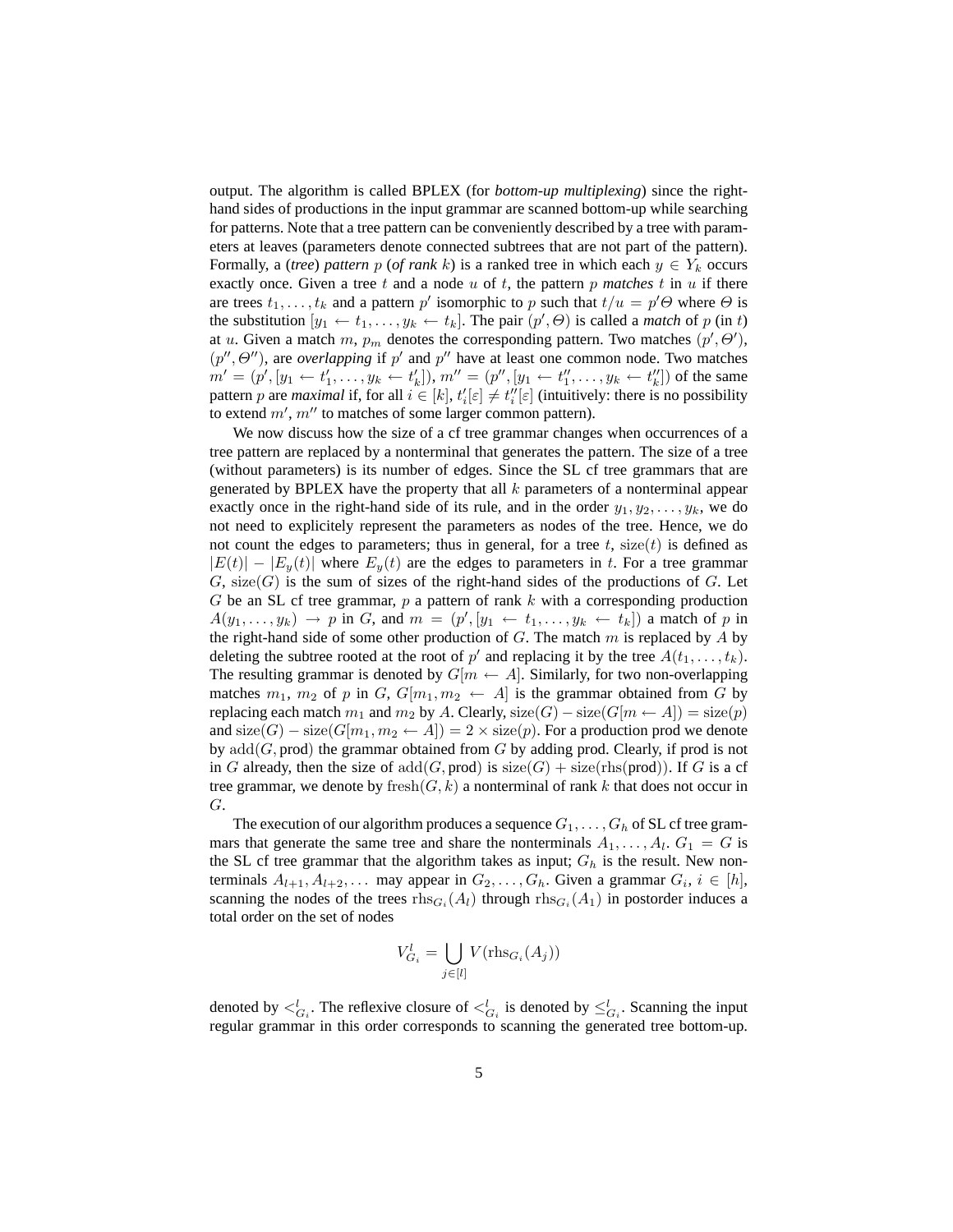output. The algorithm is called BPLEX (for *bottom-up multiplexing*) since the right-hand sides of productions in the input grammar are scanned bottom-up while searching for patterns. Note that a tree pattern can be conveniently described by a tree with parameters at leaves (parameters denote connected subtrees that are not part of the pattern). Formally, a (*tree*) *pattern* $p$ (*of rank* $k$) is a ranked tree in which each $y \in Y_k$ occurs exactly once. Given a tree $t$ and a node $u$ of $t$, the pattern $p$ *matches* $t$ in $u$ if there are trees $t_1, \ldots, t_k$ and a pattern $p'$ isomorphic to $p$ such that $t/u = p'\Theta$ where $\Theta$ is the substitution $[y_1 \leftarrow t_1, \ldots, y_k \leftarrow t_k]$. The pair $(p', \Theta)$ is called a *match* of $p$ (in $t$) at $u$. Given a match $m$, $p_m$ denotes the corresponding pattern. Two matches $(p', \Theta')$, $(p'', \Theta'')$, are *overlapping* if $p'$ and $p''$ have at least one common node. Two matches $m' = (p', [y_1 \leftarrow t'_1, \ldots, y_k \leftarrow t'_k])$, $m'' = (p'', [y_1 \leftarrow t''_1, \ldots, y_k \leftarrow t''_k])$ of the same pattern $p$ are *maximal* if, for all $i \in [k]$, $t'_i[\varepsilon] \neq t''_i[\varepsilon]$ (intuitively: there is no possibility to extend $m'$, $m''$ to matches of some larger common pattern).

We now discuss how the size of a cf tree grammar changes when occurrences of a tree pattern are replaced by a nonterminal that generates the pattern. The size of a tree (without parameters) is its number of edges. Since the SL cf tree grammars that are generated by BPLEX have the property that all $k$ parameters of a nonterminal appear exactly once in the right-hand side of its rule, and in the order $y_1, y_2, \ldots, y_k$, we do not need to explicitely represent the parameters as nodes of the tree. Hence, we do not count the edges to parameters; thus in general, for a tree $t$, $\text{size}(t)$ is defined as $|E(t)| - |E_y(t)|$ where $E_y(t)$ are the edges to parameters in $t$. For a tree grammar $G$, $\text{size}(G)$ is the sum of sizes of the right-hand sides of the productions of $G$. Let $G$ be an SL cf tree grammar, $p$ a pattern of rank $k$ with a corresponding production $A(y_1, \ldots, y_k) \to p$ in $G$, and $m = (p', [y_1 \leftarrow t_1, \ldots, y_k \leftarrow t_k])$ a match of $p$ in the right-hand side of some other production of $G$. The match $m$ is replaced by $A$ by deleting the subtree rooted at the root of $p'$ and replacing it by the tree $A(t_1, \ldots, t_k)$. The resulting grammar is denoted by $G[m \leftarrow A]$. Similarly, for two non-overlapping matches $m_1$, $m_2$ of $p$ in $G$, $G[m_1, m_2 \leftarrow A]$ is the grammar obtained from $G$ by replacing each match $m_1$ and $m_2$ by $A$. Clearly, $\text{size}(G) - \text{size}(G[m \leftarrow A]) = \text{size}(p)$ and $\text{size}(G) - \text{size}(G[m_1, m_2 \leftarrow A]) = 2 \times \text{size}(p)$. For a production prod we denote by $\text{add}(G, \text{prod})$ the grammar obtained from $G$ by adding prod. Clearly, if prod is not in $G$ already, then the size of $\text{add}(G, \text{prod})$ is $\text{size}(G) + \text{size}(\text{rhs}(\text{prod}))$. If $G$ is a cf tree grammar, we denote by $\text{fresh}(G, k)$ a nonterminal of rank $k$ that does not occur in $G$.

The execution of our algorithm produces a sequence $G_1, \ldots, G_h$ of SL cf tree grammars that generate the same tree and share the nonterminals $A_1, \ldots, A_l$. $G_1 = G$ is the SL cf tree grammar that the algorithm takes as input; $G_h$ is the result. New nonterminals $A_{l+1}, A_{l+2}, \ldots$ may appear in $G_2, \ldots, G_h$. Given a grammar $G_i$, $i \in [h]$, scanning the nodes of the trees $\text{rhs}_{G_i}(A_l)$ through $\text{rhs}_{G_i}(A_1)$ in postorder induces a total order on the set of nodes

$$V^l_{G_i} = \bigcup_{j \in [l]} V(\text{rhs}_{G_i}(A_j))$$

denoted by $<^l_{G_i}$. The reflexive closure of $<^l_{G_i}$ is denoted by $\leq^l_{G_i}$. Scanning the input regular grammar in this order corresponds to scanning the generated tree bottom-up.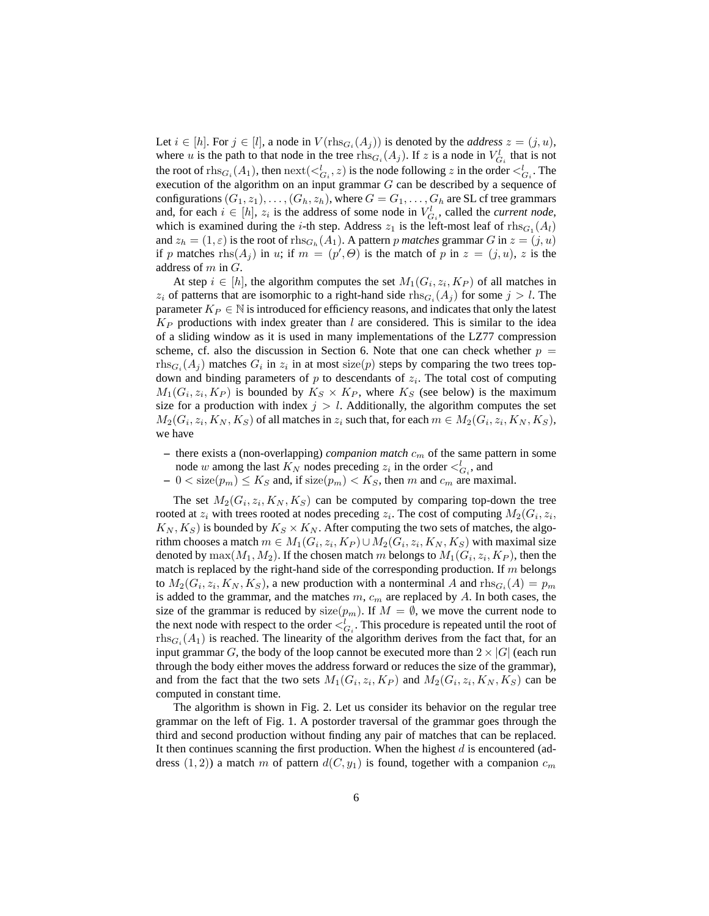Let $i \in [h]$. For $j \in [l]$, a node in $V(\mathrm{rhs}_{G_i}(A_j))$ is denoted by the ***address*** $z = (j, u)$, where $u$ is the path to that node in the tree $\mathrm{rhs}_{G_i}(A_j)$. If $z$ is a node in $V^l_{G_i}$ that is not the root of $\mathrm{rhs}_{G_i}(A_1)$, then $\mathrm{next}(<^l_{G_i}, z)$ is the node following $z$ in the order $<^l_{G_i}$. The execution of the algorithm on an input grammar $G$ can be described by a sequence of configurations $(G_1, z_1), \ldots, (G_h, z_h)$, where $G = G_1, \ldots, G_h$ are SL cf tree grammars and, for each $i \in [h]$, $z_i$ is the address of some node in $V^l_{G_i}$, called the ***current node***, which is examined during the $i$-th step. Address $z_1$ is the left-most leaf of $\mathrm{rhs}_{G_1}(A_l)$ and $z_h = (1, \varepsilon)$ is the root of $\mathrm{rhs}_{G_h}(A_1)$. A pattern $p$ ***matches*** grammar $G$ in $z = (j, u)$ if $p$ matches $\mathrm{rhs}(A_j)$ in $u$; if $m = (p', \Theta)$ is the match of $p$ in $z = (j, u)$, $z$ is the address of $m$ in $G$.

At step $i \in [h]$, the algorithm computes the set $M_1(G_i, z_i, K_P)$ of all matches in $z_i$ of patterns that are isomorphic to a right-hand side $\mathrm{rhs}_{G_i}(A_j)$ for some $j > l$. The parameter $K_P \in \mathbb{N}$ is introduced for efficiency reasons, and indicates that only the latest $K_P$ productions with index greater than $l$ are considered. This is similar to the idea of a sliding window as it is used in many implementations of the LZ77 compression scheme, cf. also the discussion in Section 6. Note that one can check whether $p = \mathrm{rhs}_{G_i}(A_j)$ matches $G_i$ in $z_i$ in at most $\mathrm{size}(p)$ steps by comparing the two trees top-down and binding parameters of $p$ to descendants of $z_i$. The total cost of computing $M_1(G_i, z_i, K_P)$ is bounded by $K_S \times K_P$, where $K_S$ (see below) is the maximum size for a production with index $j > l$. Additionally, the algorithm computes the set $M_2(G_i, z_i, K_N, K_S)$ of all matches in $z_i$ such that, for each $m \in M_2(G_i, z_i, K_N, K_S)$, we have

- there exists a (non-overlapping) *companion match* $c_m$ of the same pattern in some node $w$ among the last $K_N$ nodes preceding $z_i$ in the order $<^l_{G_i}$, and
- $0 < \mathrm{size}(p_m) \leq K_S$ and, if $\mathrm{size}(p_m) < K_S$, then $m$ and $c_m$ are maximal.

The set $M_2(G_i, z_i, K_N, K_S)$ can be computed by comparing top-down the tree rooted at $z_i$ with trees rooted at nodes preceding $z_i$. The cost of computing $M_2(G_i, z_i, K_N, K_S)$ is bounded by $K_S \times K_N$. After computing the two sets of matches, the algorithm chooses a match $m \in M_1(G_i, z_i, K_P) \cup M_2(G_i, z_i, K_N, K_S)$ with maximal size denoted by $\max(M_1, M_2)$. If the chosen match $m$ belongs to $M_1(G_i, z_i, K_P)$, then the match is replaced by the right-hand side of the corresponding production. If $m$ belongs to $M_2(G_i, z_i, K_N, K_S)$, a new production with a nonterminal $A$ and $\mathrm{rhs}_{G_i}(A) = p_m$ is added to the grammar, and the matches $m$, $c_m$ are replaced by $A$. In both cases, the size of the grammar is reduced by $\mathrm{size}(p_m)$. If $M = \emptyset$, we move the current node to the next node with respect to the order $<^l_{G_i}$. This procedure is repeated until the root of $\mathrm{rhs}_{G_i}(A_1)$ is reached. The linearity of the algorithm derives from the fact that, for an input grammar $G$, the body of the loop cannot be executed more than $2 \times |G|$ (each run through the body either moves the address forward or reduces the size of the grammar), and from the fact that the two sets $M_1(G_i, z_i, K_P)$ and $M_2(G_i, z_i, K_N, K_S)$ can be computed in constant time.

The algorithm is shown in Fig. 2. Let us consider its behavior on the regular tree grammar on the left of Fig. 1. A postorder traversal of the grammar goes through the third and second production without finding any pair of matches that can be replaced. It then continues scanning the first production. When the highest $d$ is encountered (address $(1, 2)$) a match $m$ of pattern $d(C, y_1)$ is found, together with a companion $c_m$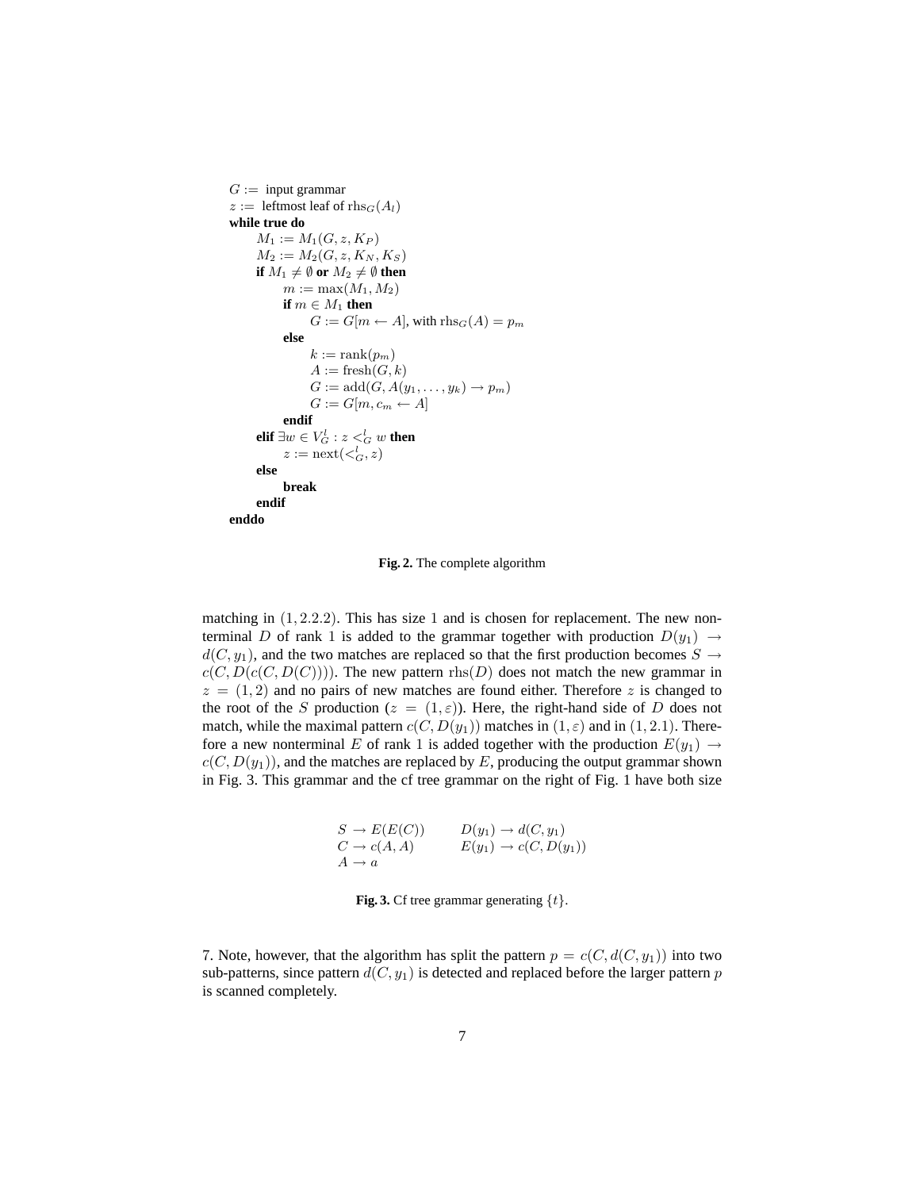```
G := input grammar
z := leftmost leaf of rhs_G(A_l)
while true do
    M_1 := M_1(G, z, K_P)
    M_2 := M_2(G, z, K_N, K_S)
    if M_1 ≠ ∅ or M_2 ≠ ∅ then
        m := max(M_1, M_2)
        if m ∈ M_1 then
            G := G[m ← A], with rhs_G(A) = p_m
        else
            k := rank(p_m)
            A := fresh(G, k)
            G := add(G, A(y_1, ..., y_k) → p_m)
            G := G[m, c_m ← A]
        endif
    elif ∃w ∈ V_G^l : z <_G^l w then
        z := next(<_G^l, z)
    else
        break
    endif
enddo
```

**Fig. 2.** The complete algorithm

matching in $(1, 2.2.2)$. This has size 1 and is chosen for replacement. The new nonterminal $D$ of rank 1 is added to the grammar together with production $D(y_1) \to d(C, y_1)$, and the two matches are replaced so that the first production becomes $S \to c(C, D(c(C, D(C))))$. The new pattern $\mathrm{rhs}(D)$ does not match the new grammar in $z = (1, 2)$ and no pairs of new matches are found either. Therefore $z$ is changed to the root of the $S$ production ($z = (1, \varepsilon)$). Here, the right-hand side of $D$ does not match, while the maximal pattern $c(C, D(y_1))$ matches in $(1, \varepsilon)$ and in $(1, 2.1)$. Therefore a new nonterminal $E$ of rank 1 is added together with the production $E(y_1) \to c(C, D(y_1))$, and the matches are replaced by $E$, producing the output grammar shown in Fig. 3. This grammar and the cf tree grammar on the right of Fig. 1 have both size

$$
\begin{array}{ll}
S \to E(E(C)) & D(y_1) \to d(C, y_1) \\
C \to c(A, A) & E(y_1) \to c(C, D(y_1)) \\
A \to a &
\end{array}
$$

**Fig. 3.** Cf tree grammar generating $\{t\}$.

7. Note, however, that the algorithm has split the pattern $p = c(C, d(C, y_1))$ into two sub-patterns, since pattern $d(C, y_1)$ is detected and replaced before the larger pattern $p$ is scanned completely.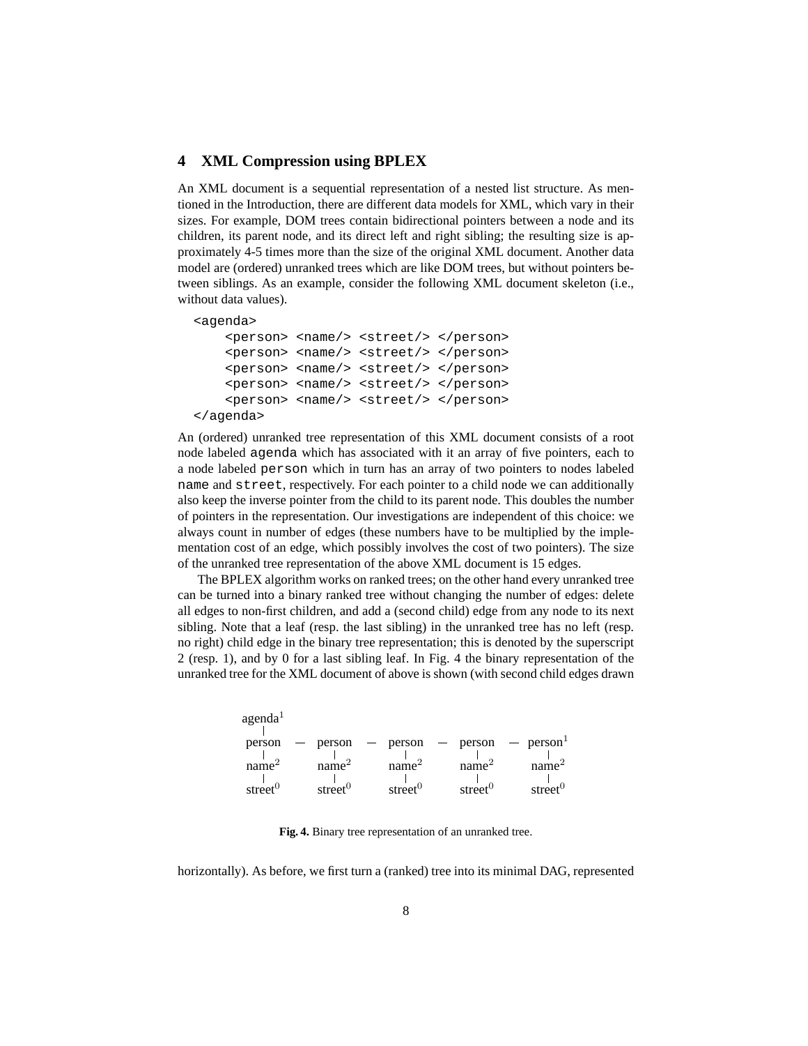## 4 XML Compression using BPLEX

An XML document is a sequential representation of a nested list structure. As mentioned in the Introduction, there are different data models for XML, which vary in their sizes. For example, DOM trees contain bidirectional pointers between a node and its children, its parent node, and its direct left and right sibling; the resulting size is approximately 4-5 times more than the size of the original XML document. Another data model are (ordered) unranked trees which are like DOM trees, but without pointers between siblings. As an example, consider the following XML document skeleton (i.e., without data values).

```
<agenda>
    <person> <name/> <street/> </person>
    <person> <name/> <street/> </person>
    <person> <name/> <street/> </person>
    <person> <name/> <street/> </person>
    <person> <name/> <street/> </person>
</agenda>
```

An (ordered) unranked tree representation of this XML document consists of a root node labeled `agenda` which has associated with it an array of five pointers, each to a node labeled `person` which in turn has an array of two pointers to nodes labeled `name` and `street`, respectively. For each pointer to a child node we can additionally also keep the inverse pointer from the child to its parent node. This doubles the number of pointers in the representation. Our investigations are independent of this choice: we always count in number of edges (these numbers have to be multiplied by the implementation cost of an edge, which possibly involves the cost of two pointers). The size of the unranked tree representation of the above XML document is 15 edges.

The BPLEX algorithm works on ranked trees; on the other hand every unranked tree can be turned into a binary ranked tree without changing the number of edges: delete all edges to non-first children, and add a (second child) edge from any node to its next sibling. Note that a leaf (resp. the last sibling) in the unranked tree has no left (resp. no right) child edge in the binary tree representation; this is denoted by the superscript 2 (resp. 1), and by 0 for a last sibling leaf. In Fig. 4 the binary representation of the unranked tree for the XML document of above is shown (with second child edges drawn

```
agenda¹
  |
person — person — person — person — person¹
  |        |        |        |        |
name²    name²    name²    name²    name²
  |        |        |        |        |
street⁰  street⁰  street⁰  street⁰  street⁰
```

**Fig. 4.** Binary tree representation of an unranked tree.

horizontally). As before, we first turn a (ranked) tree into its minimal DAG, represented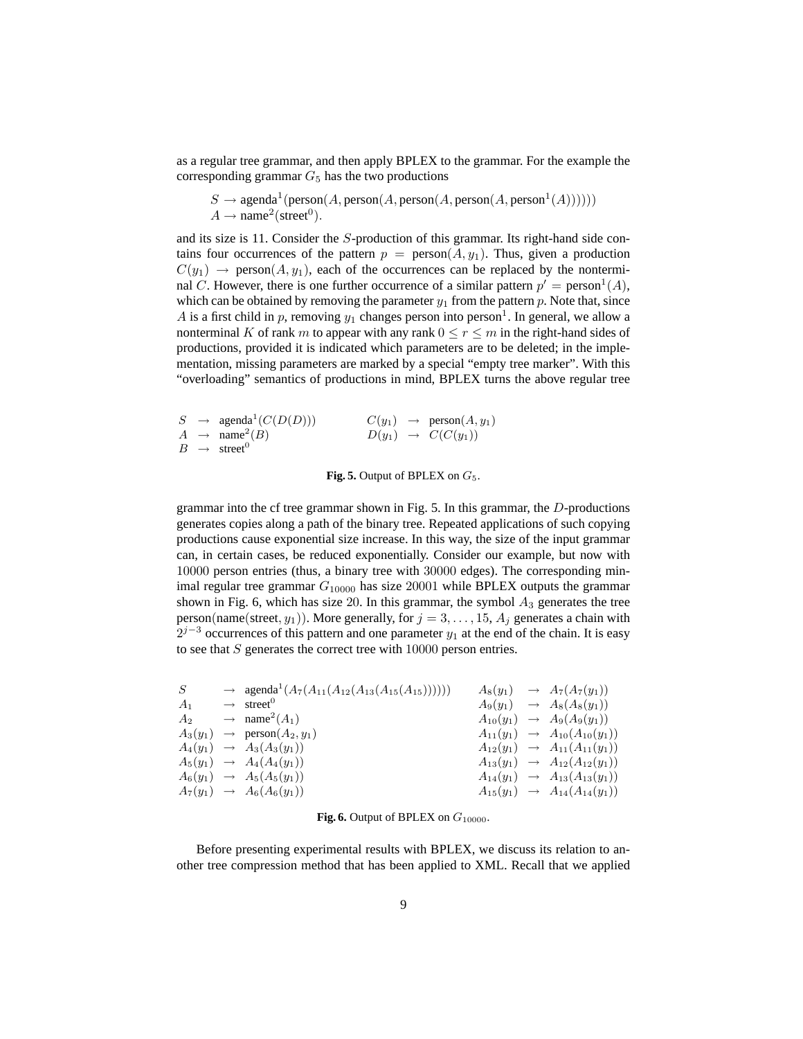as a regular tree grammar, and then apply BPLEX to the grammar. For the example the corresponding grammar $G_5$ has the two productions

$$S \rightarrow \text{agenda}^1(\text{person}(A, \text{person}(A, \text{person}(A, \text{person}(A, \text{person}^1(A))))))$$
$$A \rightarrow \text{name}^2(\text{street}^0).$$

and its size is 11. Consider the $S$-production of this grammar. Its right-hand side contains four occurrences of the pattern $p = \text{person}(A, y_1)$. Thus, given a production $C(y_1) \rightarrow \text{person}(A, y_1)$, each of the occurrences can be replaced by the nonterminal $C$. However, there is one further occurrence of a similar pattern $p' = \text{person}^1(A)$, which can be obtained by removing the parameter $y_1$ from the pattern $p$. Note that, since $A$ is a first child in $p$, removing $y_1$ changes person into $\text{person}^1$. In general, we allow a nonterminal $K$ of rank $m$ to appear with any rank $0 \leq r \leq m$ in the right-hand sides of productions, provided it is indicated which parameters are to be deleted; in the implementation, missing parameters are marked by a special "empty tree marker". With this "overloading" semantics of productions in mind, BPLEX turns the above regular tree grammar into the cf tree grammar shown in Fig. 5. In this grammar, the $D$-productions generates copies along a path of the binary tree. Repeated applications of such copying productions cause exponential size increase. In this way, the size of the input grammar can, in certain cases, be reduced exponentially. Consider our example, but now with $10000$ person entries (thus, a binary tree with $30000$ edges). The corresponding minimal regular tree grammar $G_{10000}$ has size $20001$ while BPLEX outputs the grammar shown in Fig. 6, which has size $20$. In this grammar, the symbol $A_3$ generates the tree $\text{person}(\text{name}(\text{street}, y_1))$. More generally, for $j = 3, \ldots, 15$, $A_j$ generates a chain with $2^{j-3}$ occurrences of this pattern and one parameter $y_1$ at the end of the chain. It is easy to see that $S$ generates the correct tree with $10000$ person entries.

$$
\begin{array}{lll}
S & \rightarrow & \text{agenda}^1(C(D(D))) \\
A & \rightarrow & \text{name}^2(B) \\
B & \rightarrow & \text{street}^0 \\
C(y_1) & \rightarrow & \text{person}(A, y_1) \\
D(y_1) & \rightarrow & C(C(y_1))
\end{array}
$$

**Fig. 5.** Output of BPLEX on $G_5$.

$$
\begin{array}{lll}
S & \rightarrow & \text{agenda}^1(A_7(A_{11}(A_{12}(A_{13}(A_{15}(A_{15})))))) \\
A_1 & \rightarrow & \text{street}^0 \\
A_2 & \rightarrow & \text{name}^2(A_1) \\
A_3(y_1) & \rightarrow & \text{person}(A_2, y_1) \\
A_4(y_1) & \rightarrow & A_3(A_3(y_1)) \\
A_5(y_1) & \rightarrow & A_4(A_4(y_1)) \\
A_6(y_1) & \rightarrow & A_5(A_5(y_1)) \\
A_7(y_1) & \rightarrow & A_6(A_6(y_1)) \\
A_8(y_1) & \rightarrow & A_7(A_7(y_1)) \\
A_9(y_1) & \rightarrow & A_8(A_8(y_1)) \\
A_{10}(y_1) & \rightarrow & A_9(A_9(y_1)) \\
A_{11}(y_1) & \rightarrow & A_{10}(A_{10}(y_1)) \\
A_{12}(y_1) & \rightarrow & A_{11}(A_{11}(y_1)) \\
A_{13}(y_1) & \rightarrow & A_{12}(A_{12}(y_1)) \\
A_{14}(y_1) & \rightarrow & A_{13}(A_{13}(y_1)) \\
A_{15}(y_1) & \rightarrow & A_{14}(A_{14}(y_1))
\end{array}
$$

**Fig. 6.** Output of BPLEX on $G_{10000}$.

Before presenting experimental results with BPLEX, we discuss its relation to another tree compression method that has been applied to XML. Recall that we applied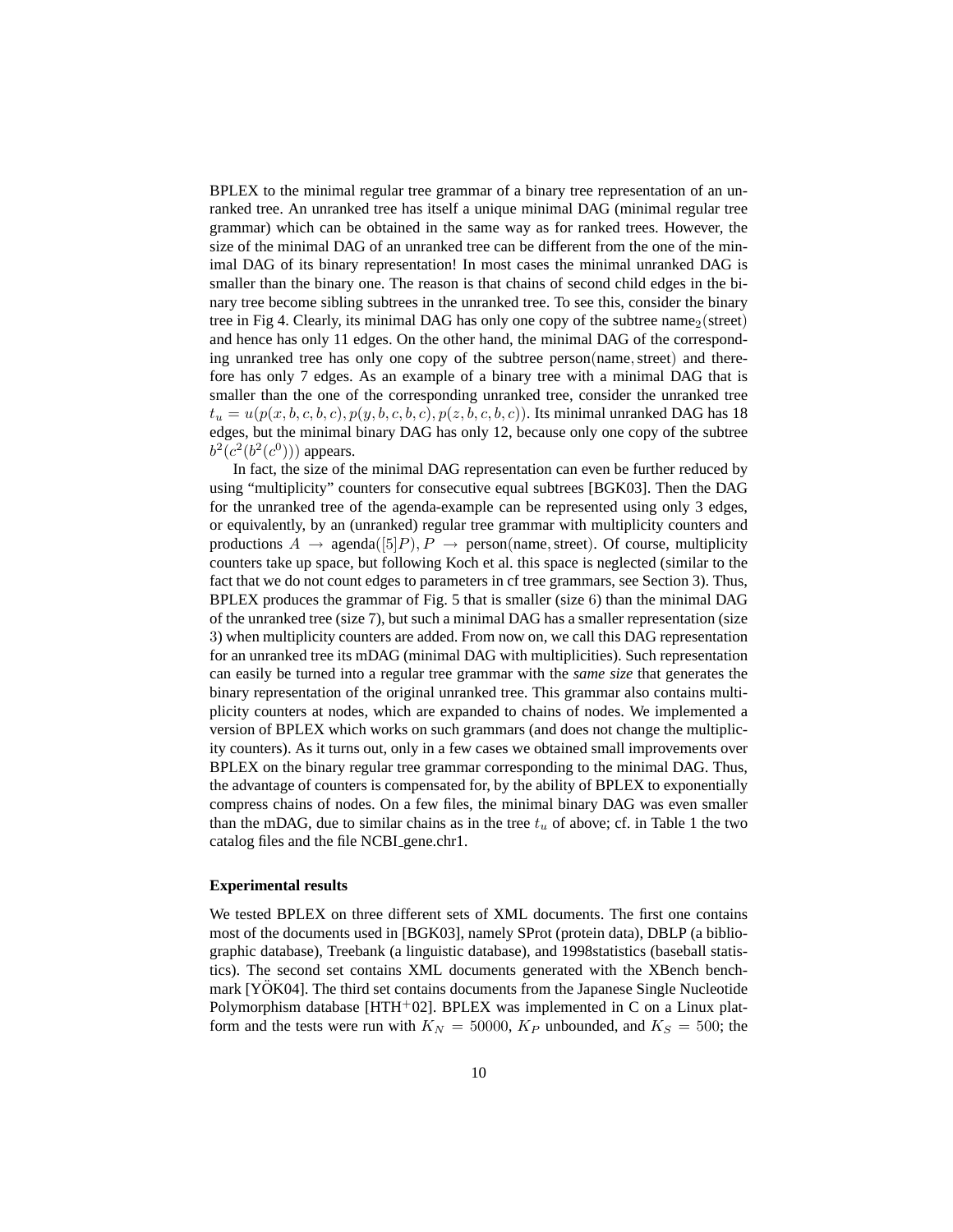BPLEX to the minimal regular tree grammar of a binary tree representation of an unranked tree. An unranked tree has itself a unique minimal DAG (minimal regular tree grammar) which can be obtained in the same way as for ranked trees. However, the size of the minimal DAG of an unranked tree can be different from the one of the minimal DAG of its binary representation! In most cases the minimal unranked DAG is smaller than the binary one. The reason is that chains of second child edges in the binary tree become sibling subtrees in the unranked tree. To see this, consider the binary tree in Fig 4. Clearly, its minimal DAG has only one copy of the subtree $\text{name}_2(\text{street})$ and hence has only 11 edges. On the other hand, the minimal DAG of the corresponding unranked tree has only one copy of the subtree $\text{person}(\text{name}, \text{street})$ and therefore has only 7 edges. As an example of a binary tree with a minimal DAG that is smaller than the one of the corresponding unranked tree, consider the unranked tree $t_u = u(p(x, b, c, b, c), p(y, b, c, b, c), p(z, b, c, b, c))$. Its minimal unranked DAG has 18 edges, but the minimal binary DAG has only 12, because only one copy of the subtree $b^2(c^2(b^2(c^0)))$ appears.

In fact, the size of the minimal DAG representation can even be further reduced by using "multiplicity" counters for consecutive equal subtrees [BGK03]. Then the DAG for the unranked tree of the agenda-example can be represented using only 3 edges, or equivalently, by an (unranked) regular tree grammar with multiplicity counters and productions $A \rightarrow \text{agenda}([5]P), P \rightarrow \text{person}(\text{name}, \text{street})$. Of course, multiplicity counters take up space, but following Koch et al. this space is neglected (similar to the fact that we do not count edges to parameters in cf tree grammars, see Section 3). Thus, BPLEX produces the grammar of Fig. 5 that is smaller (size 6) than the minimal DAG of the unranked tree (size 7), but such a minimal DAG has a smaller representation (size 3) when multiplicity counters are added. From now on, we call this DAG representation for an unranked tree its mDAG (minimal DAG with multiplicities). Such representation can easily be turned into a regular tree grammar with the *same size* that generates the binary representation of the original unranked tree. This grammar also contains multiplicity counters at nodes, which are expanded to chains of nodes. We implemented a version of BPLEX which works on such grammars (and does not change the multiplicity counters). As it turns out, only in a few cases we obtained small improvements over BPLEX on the binary regular tree grammar corresponding to the minimal DAG. Thus, the advantage of counters is compensated for, by the ability of BPLEX to exponentially compress chains of nodes. On a few files, the minimal binary DAG was even smaller than the mDAG, due to similar chains as in the tree $t_u$ of above; cf. in Table 1 the two catalog files and the file NCBI_gene.chr1.

**Experimental results**

We tested BPLEX on three different sets of XML documents. The first one contains most of the documents used in [BGK03], namely SProt (protein data), DBLP (a bibliographic database), Treebank (a linguistic database), and 1998statistics (baseball statistics). The second set contains XML documents generated with the XBench benchmark [YÖK04]. The third set contains documents from the Japanese Single Nucleotide Polymorphism database [HTH+02]. BPLEX was implemented in C on a Linux platform and the tests were run with $K_N = 50000$, $K_P$ unbounded, and $K_S = 500$; the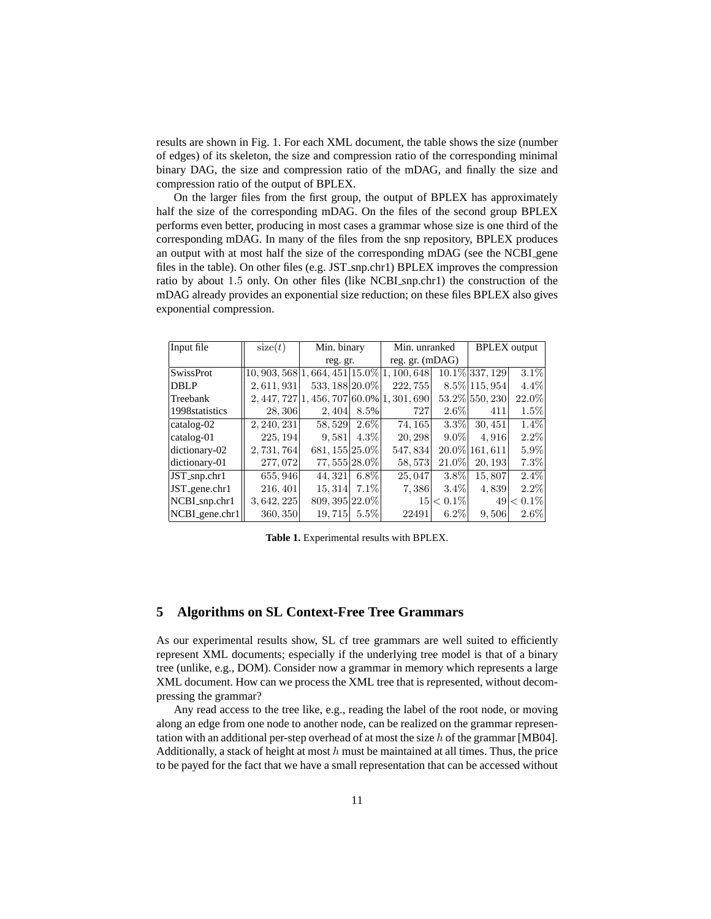results are shown in Fig. 1. For each XML document, the table shows the size (number of edges) of its skeleton, the size and compression ratio of the corresponding minimal binary DAG, the size and compression ratio of the mDAG, and finally the size and compression ratio of the output of BPLEX.

On the larger files from the first group, the output of BPLEX has approximately half the size of the corresponding mDAG. On the files of the second group BPLEX performs even better, producing in most cases a grammar whose size is one third of the corresponding mDAG. In many of the files from the snp repository, BPLEX produces an output with at most half the size of the corresponding mDAG (see the NCBI_gene files in the table). On other files (e.g. JST_snp.chr1) BPLEX improves the compression ratio by about 1.5 only. On other files (like NCBI_snp.chr1) the construction of the mDAG already provides an exponential size reduction; on these files BPLEX also gives exponential compression.

| Input file | $\mathrm{size}(t)$ | Min. binary reg. gr. | | Min. unranked reg. gr. (mDAG) | | BPLEX output | |
|---|---|---|---|---|---|---|---|
| SwissProt | 10,903,568 | 1,664,451 | 15.0% | 1,100,648 | 10.1% | 337,129 | 3.1% |
| DBLP | 2,611,931 | 533,188 | 20.0% | 222,755 | 8.5% | 115,954 | 4.4% |
| Treebank | 2,447,727 | 1,456,707 | 60.0% | 1,301,690 | 53.2% | 550,230 | 22.0% |
| 1998statistics | 28,306 | 2,404 | 8.5% | 727 | 2.6% | 411 | 1.5% |
| catalog-02 | 2,240,231 | 58,529 | 2.6% | 74,165 | 3.3% | 30,451 | 1.4% |
| catalog-01 | 225,194 | 9,581 | 4.3% | 20,298 | 9.0% | 4,916 | 2.2% |
| dictionary-02 | 2,731,764 | 681,155 | 25.0% | 547,834 | 20.0% | 161,611 | 5.9% |
| dictionary-01 | 277,072 | 77,555 | 28.0% | 58,573 | 21.0% | 20,193 | 7.3% |
| JST_snp.chr1 | 655,946 | 44,321 | 6.8% | 25,047 | 3.8% | 15,807 | 2.4% |
| JST_gene.chr1 | 216,401 | 15,314 | 7.1% | 7,386 | 3.4% | 4,839 | 2.2% |
| NCBI_snp.chr1 | 3,642,225 | 809,395 | 22.0% | 15 | $<0.1\%$ | 49 | $<0.1\%$ |
| NCBI_gene.chr1 | 360,350 | 19,715 | 5.5% | 22491 | 6.2% | 9,506 | 2.6% |

**Table 1.** Experimental results with BPLEX.

## 5 Algorithms on SL Context-Free Tree Grammars

As our experimental results show, SL cf tree grammars are well suited to efficiently represent XML documents; especially if the underlying tree model is that of a binary tree (unlike, e.g., DOM). Consider now a grammar in memory which represents a large XML document. How can we process the XML tree that is represented, without decompressing the grammar?

Any read access to the tree like, e.g., reading the label of the root node, or moving along an edge from one node to another node, can be realized on the grammar representation with an additional per-step overhead of at most the size $h$ of the grammar [MB04]. Additionally, a stack of height at most $h$ must be maintained at all times. Thus, the price to be payed for the fact that we have a small representation that can be accessed without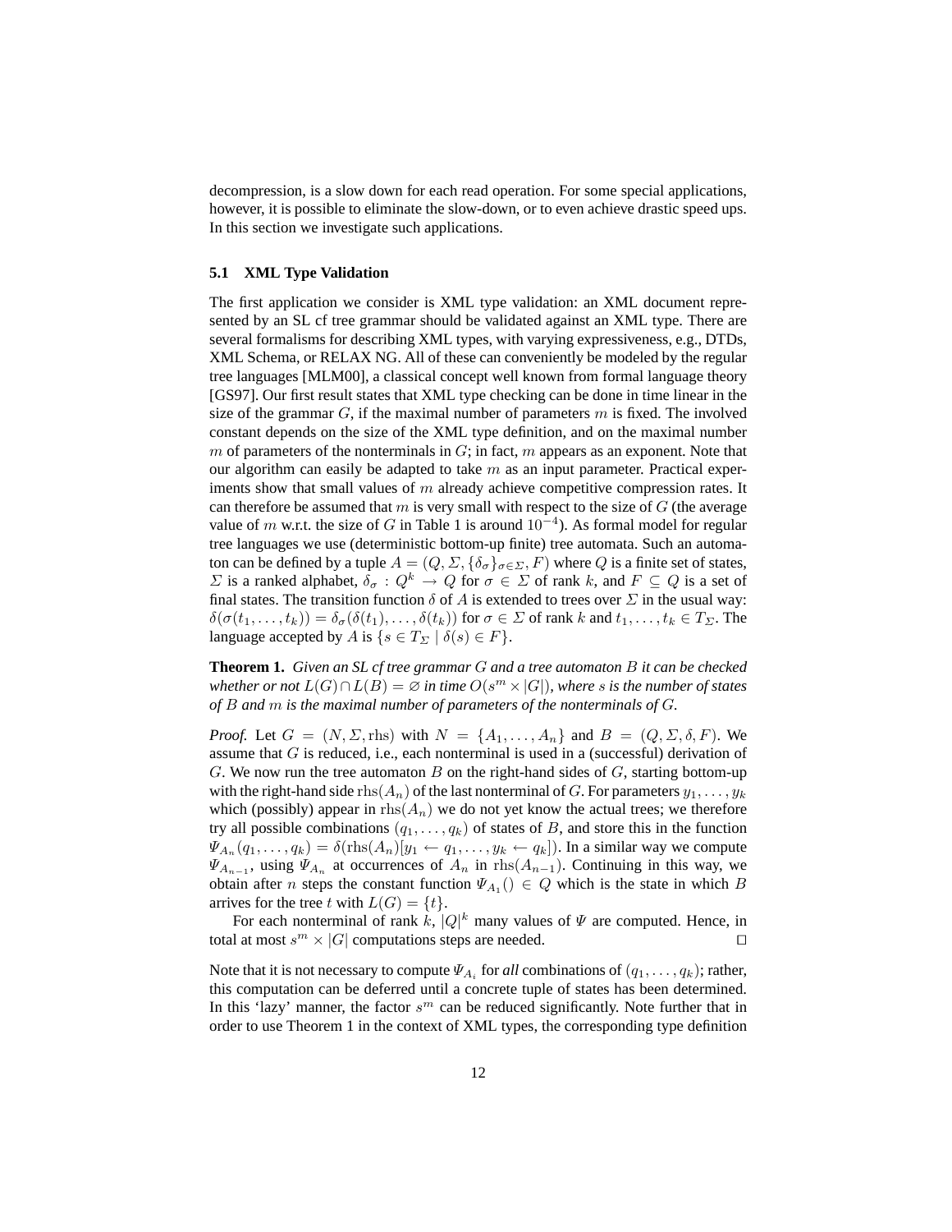decompression, is a slow down for each read operation. For some special applications, however, it is possible to eliminate the slow-down, or to even achieve drastic speed ups. In this section we investigate such applications.

### 5.1 XML Type Validation

The first application we consider is XML type validation: an XML document represented by an SL cf tree grammar should be validated against an XML type. There are several formalisms for describing XML types, with varying expressiveness, e.g., DTDs, XML Schema, or RELAX NG. All of these can conveniently be modeled by the regular tree languages [MLM00], a classical concept well known from formal language theory [GS97]. Our first result states that XML type checking can be done in time linear in the size of the grammar $G$, if the maximal number of parameters $m$ is fixed. The involved constant depends on the size of the XML type definition, and on the maximal number $m$ of parameters of the nonterminals in $G$; in fact, $m$ appears as an exponent. Note that our algorithm can easily be adapted to take $m$ as an input parameter. Practical experiments show that small values of $m$ already achieve competitive compression rates. It can therefore be assumed that $m$ is very small with respect to the size of $G$ (the average value of $m$ w.r.t. the size of $G$ in Table 1 is around $10^{-4}$). As formal model for regular tree languages we use (deterministic bottom-up finite) tree automata. Such an automaton can be defined by a tuple $A = (Q, \Sigma, \{\delta_\sigma\}_{\sigma \in \Sigma}, F)$ where $Q$ is a finite set of states, $\Sigma$ is a ranked alphabet, $\delta_\sigma : Q^k \to Q$ for $\sigma \in \Sigma$ of rank $k$, and $F \subseteq Q$ is a set of final states. The transition function $\delta$ of $A$ is extended to trees over $\Sigma$ in the usual way: $\delta(\sigma(t_1, \ldots, t_k)) = \delta_\sigma(\delta(t_1), \ldots, \delta(t_k))$ for $\sigma \in \Sigma$ of rank $k$ and $t_1, \ldots, t_k \in T_\Sigma$. The language accepted by $A$ is $\{s \in T_\Sigma \mid \delta(s) \in F\}$.

**Theorem 1.** *Given an SL cf tree grammar $G$ and a tree automaton $B$ it can be checked whether or not $L(G) \cap L(B) = \varnothing$ in time $O(s^m \times |G|)$, where $s$ is the number of states of $B$ and $m$ is the maximal number of parameters of the nonterminals of $G$.*

*Proof.* Let $G = (N, \Sigma, \text{rhs})$ with $N = \{A_1, \ldots, A_n\}$ and $B = (Q, \Sigma, \delta, F)$. We assume that $G$ is reduced, i.e., each nonterminal is used in a (successful) derivation of $G$. We now run the tree automaton $B$ on the right-hand sides of $G$, starting bottom-up with the right-hand side $\text{rhs}(A_n)$ of the last nonterminal of $G$. For parameters $y_1, \ldots, y_k$ which (possibly) appear in $\text{rhs}(A_n)$ we do not yet know the actual trees; we therefore try all possible combinations $(q_1, \ldots, q_k)$ of states of $B$, and store this in the function $\Psi_{A_n}(q_1, \ldots, q_k) = \delta(\text{rhs}(A_n)[y_1 \leftarrow q_1, \ldots, y_k \leftarrow q_k])$. In a similar way we compute $\Psi_{A_{n-1}}$, using $\Psi_{A_n}$ at occurrences of $A_n$ in $\text{rhs}(A_{n-1})$. Continuing in this way, we obtain after $n$ steps the constant function $\Psi_{A_1}() \in Q$ which is the state in which $B$ arrives for the tree $t$ with $L(G) = \{t\}$.

For each nonterminal of rank $k$, $|Q|^k$ many values of $\Psi$ are computed. Hence, in total at most $s^m \times |G|$ computations steps are needed. $\square$

Note that it is not necessary to compute $\Psi_{A_i}$ for *all* combinations of $(q_1, \ldots, q_k)$; rather, this computation can be deferred until a concrete tuple of states has been determined. In this 'lazy' manner, the factor $s^m$ can be reduced significantly. Note further that in order to use Theorem 1 in the context of XML types, the corresponding type definition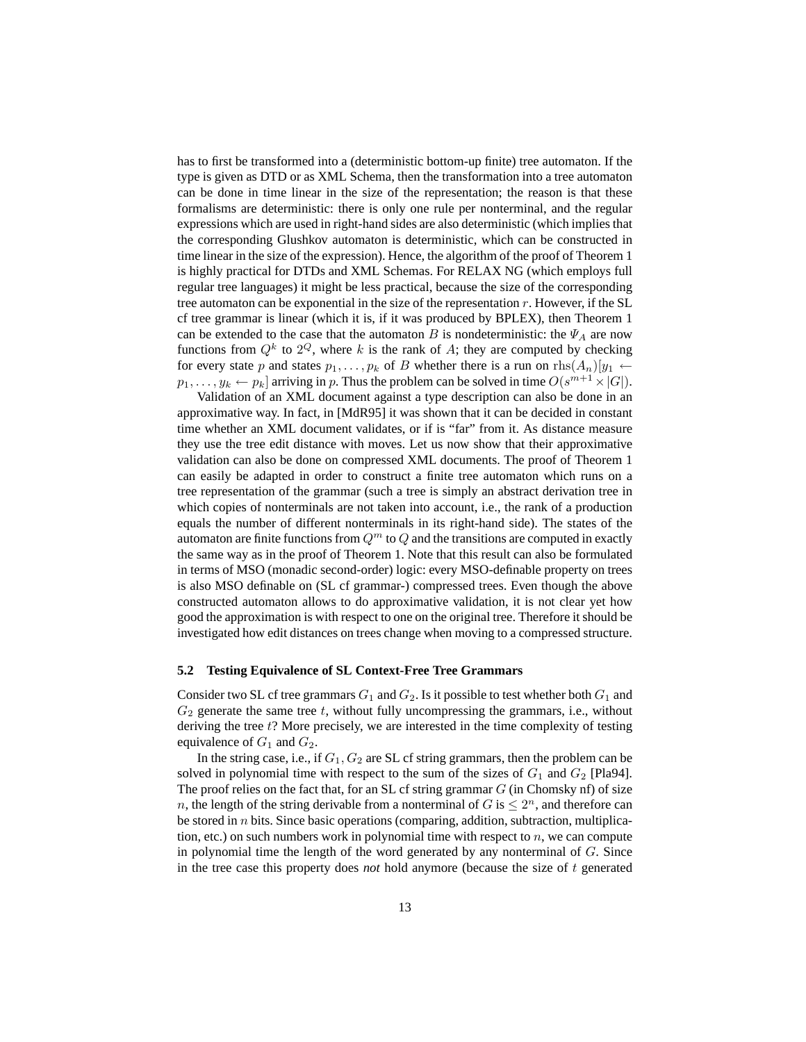has to first be transformed into a (deterministic bottom-up finite) tree automaton. If the type is given as DTD or as XML Schema, then the transformation into a tree automaton can be done in time linear in the size of the representation; the reason is that these formalisms are deterministic: there is only one rule per nonterminal, and the regular expressions which are used in right-hand sides are also deterministic (which implies that the corresponding Glushkov automaton is deterministic, which can be constructed in time linear in the size of the expression). Hence, the algorithm of the proof of Theorem 1 is highly practical for DTDs and XML Schemas. For RELAX NG (which employs full regular tree languages) it might be less practical, because the size of the corresponding tree automaton can be exponential in the size of the representation $r$. However, if the SL cf tree grammar is linear (which it is, if it was produced by BPLEX), then Theorem 1 can be extended to the case that the automaton $B$ is nondeterministic: the $\Psi_A$ are now functions from $Q^k$ to $2^Q$, where $k$ is the rank of $A$; they are computed by checking for every state $p$ and states $p_1, \ldots, p_k$ of $B$ whether there is a run on $\text{rhs}(A_n)[y_1 \leftarrow p_1, \ldots, y_k \leftarrow p_k]$ arriving in $p$. Thus the problem can be solved in time $O(s^{m+1} \times |G|)$.

Validation of an XML document against a type description can also be done in an approximative way. In fact, in [MdR95] it was shown that it can be decided in constant time whether an XML document validates, or if is "far" from it. As distance measure they use the tree edit distance with moves. Let us now show that their approximative validation can also be done on compressed XML documents. The proof of Theorem 1 can easily be adapted in order to construct a finite tree automaton which runs on a tree representation of the grammar (such a tree is simply an abstract derivation tree in which copies of nonterminals are not taken into account, i.e., the rank of a production equals the number of different nonterminals in its right-hand side). The states of the automaton are finite functions from $Q^m$ to $Q$ and the transitions are computed in exactly the same way as in the proof of Theorem 1. Note that this result can also be formulated in terms of MSO (monadic second-order) logic: every MSO-definable property on trees is also MSO definable on (SL cf grammar-) compressed trees. Even though the above constructed automaton allows to do approximative validation, it is not clear yet how good the approximation is with respect to one on the original tree. Therefore it should be investigated how edit distances on trees change when moving to a compressed structure.

### 5.2 Testing Equivalence of SL Context-Free Tree Grammars

Consider two SL cf tree grammars $G_1$ and $G_2$. Is it possible to test whether both $G_1$ and $G_2$ generate the same tree $t$, without fully uncompressing the grammars, i.e., without deriving the tree $t$? More precisely, we are interested in the time complexity of testing equivalence of $G_1$ and $G_2$.

In the string case, i.e., if $G_1, G_2$ are SL cf string grammars, then the problem can be solved in polynomial time with respect to the sum of the sizes of $G_1$ and $G_2$ [Pla94]. The proof relies on the fact that, for an SL cf string grammar $G$ (in Chomsky nf) of size $n$, the length of the string derivable from a nonterminal of $G$ is $\leq 2^n$, and therefore can be stored in $n$ bits. Since basic operations (comparing, addition, subtraction, multiplication, etc.) on such numbers work in polynomial time with respect to $n$, we can compute in polynomial time the length of the word generated by any nonterminal of $G$. Since in the tree case this property does *not* hold anymore (because the size of $t$ generated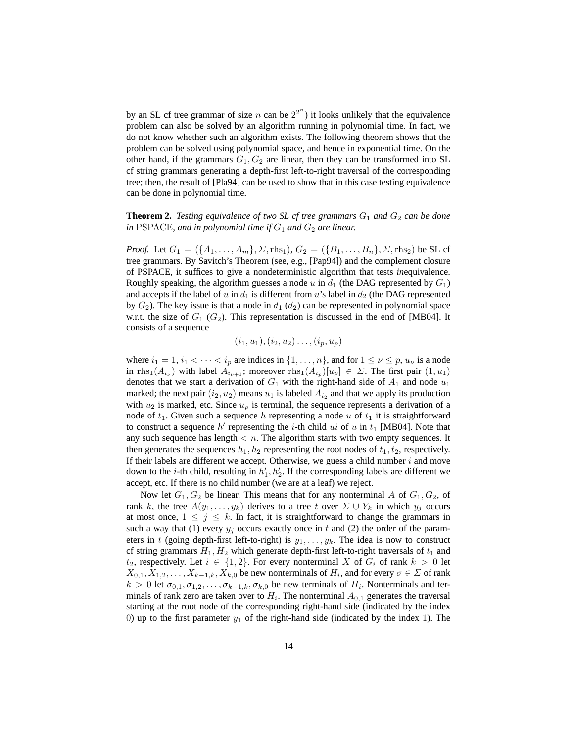by an SL cf tree grammar of size $n$ can be $2^{2^n}$) it looks unlikely that the equivalence problem can also be solved by an algorithm running in polynomial time. In fact, we do not know whether such an algorithm exists. The following theorem shows that the problem can be solved using polynomial space, and hence in exponential time. On the other hand, if the grammars $G_1, G_2$ are linear, then they can be transformed into SL cf string grammars generating a depth-first left-to-right traversal of the corresponding tree; then, the result of [Pla94] can be used to show that in this case testing equivalence can be done in polynomial time.

**Theorem 2.** *Testing equivalence of two SL cf tree grammars $G_1$ and $G_2$ can be done in* PSPACE*, and in polynomial time if $G_1$ and $G_2$ are linear.*

*Proof.* Let $G_1 = (\{A_1, \dots, A_m\}, \Sigma, \mathrm{rhs}_1)$, $G_2 = (\{B_1, \dots, B_n\}, \Sigma, \mathrm{rhs}_2)$ be SL cf tree grammars. By Savitch's Theorem (see, e.g., [Pap94]) and the complement closure of PSPACE, it suffices to give a nondeterministic algorithm that tests *in*equivalence. Roughly speaking, the algorithm guesses a node $u$ in $d_1$ (the DAG represented by $G_1$) and accepts if the label of $u$ in $d_1$ is different from $u$'s label in $d_2$ (the DAG represented by $G_2$). The key issue is that a node in $d_1$ ($d_2$) can be represented in polynomial space w.r.t. the size of $G_1$ ($G_2$). This representation is discussed in the end of [MB04]. It consists of a sequence

$$(i_1, u_1), (i_2, u_2) \dots, (i_p, u_p)$$

where $i_1 = 1$, $i_1 < \dots < i_p$ are indices in $\{1, \dots, n\}$, and for $1 \leq \nu \leq p$, $u_\nu$ is a node in $\mathrm{rhs}_1(A_{i_\nu})$ with label $A_{i_{\nu+1}}$; moreover $\mathrm{rhs}_1(A_{i_p})[u_p] \in \Sigma$. The first pair $(1, u_1)$ denotes that we start a derivation of $G_1$ with the right-hand side of $A_1$ and node $u_1$ marked; the next pair $(i_2, u_2)$ means $u_1$ is labeled $A_{i_2}$ and that we apply its production with $u_2$ is marked, etc. Since $u_p$ is terminal, the sequence represents a derivation of a node of $t_1$. Given such a sequence $h$ representing a node $u$ of $t_1$ it is straightforward to construct a sequence $h'$ representing the $i$-th child $ui$ of $u$ in $t_1$ [MB04]. Note that any such sequence has length $< n$. The algorithm starts with two empty sequences. It then generates the sequences $h_1, h_2$ representing the root nodes of $t_1, t_2$, respectively. If their labels are different we accept. Otherwise, we guess a child number $i$ and move down to the $i$-th child, resulting in $h_1', h_2'$. If the corresponding labels are different we accept, etc. If there is no child number (we are at a leaf) we reject.

Now let $G_1, G_2$ be linear. This means that for any nonterminal $A$ of $G_1, G_2$, of rank $k$, the tree $A(y_1, \dots, y_k)$ derives to a tree $t$ over $\Sigma \cup Y_k$ in which $y_j$ occurs at most once, $1 \leq j \leq k$. In fact, it is straightforward to change the grammars in such a way that (1) every $y_j$ occurs exactly once in $t$ and (2) the order of the parameters in $t$ (going depth-first left-to-right) is $y_1, \dots, y_k$. The idea is now to construct cf string grammars $H_1, H_2$ which generate depth-first left-to-right traversals of $t_1$ and $t_2$, respectively. Let $i \in \{1, 2\}$. For every nonterminal $X$ of $G_i$ of rank $k > 0$ let $X_{0,1}, X_{1,2}, \dots, X_{k-1,k}, X_{k,0}$ be new nonterminals of $H_i$, and for every $\sigma \in \Sigma$ of rank $k > 0$ let $\sigma_{0,1}, \sigma_{1,2}, \dots, \sigma_{k-1,k}, \sigma_{k,0}$ be new terminals of $H_i$. Nonterminals and terminals of rank zero are taken over to $H_i$. The nonterminal $A_{0,1}$ generates the traversal starting at the root node of the corresponding right-hand side (indicated by the index 0) up to the first parameter $y_1$ of the right-hand side (indicated by the index 1). The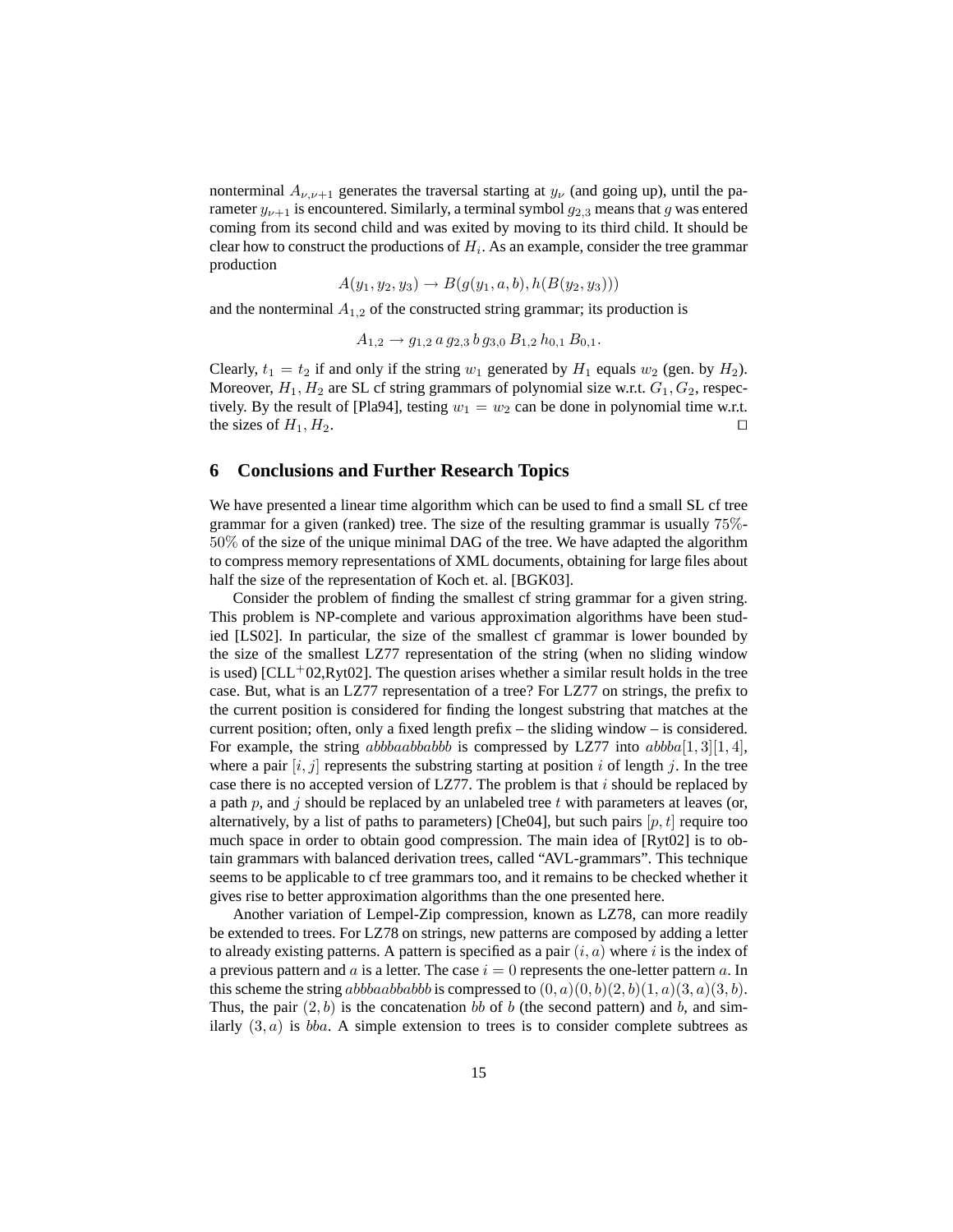nonterminal $A_{\nu,\nu+1}$ generates the traversal starting at $y_\nu$ (and going up), until the parameter $y_{\nu+1}$ is encountered. Similarly, a terminal symbol $g_{2,3}$ means that $g$ was entered coming from its second child and was exited by moving to its third child. It should be clear how to construct the productions of $H_i$. As an example, consider the tree grammar production

$$A(y_1, y_2, y_3) \to B(g(y_1, a, b), h(B(y_2, y_3)))$$

and the nonterminal $A_{1,2}$ of the constructed string grammar; its production is

$$A_{1,2} \to g_{1,2}\, a\, g_{2,3}\, b\, g_{3,0}\, B_{1,2}\, h_{0,1}\, B_{0,1}.$$

Clearly, $t_1 = t_2$ if and only if the string $w_1$ generated by $H_1$ equals $w_2$ (gen. by $H_2$). Moreover, $H_1, H_2$ are SL cf string grammars of polynomial size w.r.t. $G_1, G_2$, respectively. By the result of [Pla94], testing $w_1 = w_2$ can be done in polynomial time w.r.t. the sizes of $H_1, H_2$. □

## 6 Conclusions and Further Research Topics

We have presented a linear time algorithm which can be used to find a small SL cf tree grammar for a given (ranked) tree. The size of the resulting grammar is usually $75\%$-$50\%$ of the size of the unique minimal DAG of the tree. We have adapted the algorithm to compress memory representations of XML documents, obtaining for large files about half the size of the representation of Koch et. al. [BGK03].

Consider the problem of finding the smallest cf string grammar for a given string. This problem is NP-complete and various approximation algorithms have been studied [LS02]. In particular, the size of the smallest cf grammar is lower bounded by the size of the smallest LZ77 representation of the string (when no sliding window is used) [CLL+02,Ryt02]. The question arises whether a similar result holds in the tree case. But, what is an LZ77 representation of a tree? For LZ77 on strings, the prefix to the current position is considered for finding the longest substring that matches at the current position; often, only a fixed length prefix – the sliding window – is considered. For example, the string $abbbaabbabbb$ is compressed by LZ77 into $abbba[1,3][1,4]$, where a pair $[i,j]$ represents the substring starting at position $i$ of length $j$. In the tree case there is no accepted version of LZ77. The problem is that $i$ should be replaced by a path $p$, and $j$ should be replaced by an unlabeled tree $t$ with parameters at leaves (or, alternatively, by a list of paths to parameters) [Che04], but such pairs $[p,t]$ require too much space in order to obtain good compression. The main idea of [Ryt02] is to obtain grammars with balanced derivation trees, called "AVL-grammars". This technique seems to be applicable to cf tree grammars too, and it remains to be checked whether it gives rise to better approximation algorithms than the one presented here.

Another variation of Lempel-Zip compression, known as LZ78, can more readily be extended to trees. For LZ78 on strings, new patterns are composed by adding a letter to already existing patterns. A pattern is specified as a pair $(i,a)$ where $i$ is the index of a previous pattern and $a$ is a letter. The case $i = 0$ represents the one-letter pattern $a$. In this scheme the string $abbbaabbabbb$ is compressed to $(0,a)(0,b)(2,b)(1,a)(3,a)(3,b)$. Thus, the pair $(2,b)$ is the concatenation $bb$ of $b$ (the second pattern) and $b$, and similarly $(3,a)$ is $bba$. A simple extension to trees is to consider complete subtrees as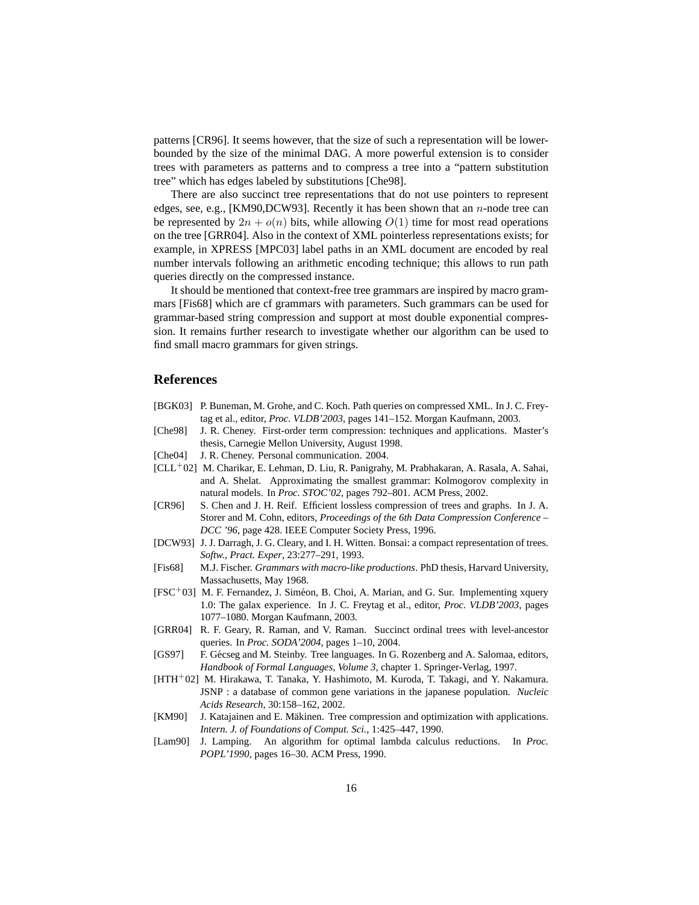patterns [CR96]. It seems however, that the size of such a representation will be lower-bounded by the size of the minimal DAG. A more powerful extension is to consider trees with parameters as patterns and to compress a tree into a "pattern substitution tree" which has edges labeled by substitutions [Che98].

There are also succinct tree representations that do not use pointers to represent edges, see, e.g., [KM90,DCW93]. Recently it has been shown that an $n$-node tree can be represented by $2n + o(n)$ bits, while allowing $O(1)$ time for most read operations on the tree [GRR04]. Also in the context of XML pointerless representations exists; for example, in XPRESS [MPC03] label paths in an XML document are encoded by real number intervals following an arithmetic encoding technique; this allows to run path queries directly on the compressed instance.

It should be mentioned that context-free tree grammars are inspired by macro grammars [Fis68] which are cf grammars with parameters. Such grammars can be used for grammar-based string compression and support at most double exponential compression. It remains further research to investigate whether our algorithm can be used to find small macro grammars for given strings.

## References

- [BGK03] P. Buneman, M. Grohe, and C. Koch. Path queries on compressed XML. In J. C. Freytag et al., editor, *Proc. VLDB'2003*, pages 141–152. Morgan Kaufmann, 2003.
- [Che98] J. R. Cheney. First-order term compression: techniques and applications. Master's thesis, Carnegie Mellon University, August 1998.
- [Che04] J. R. Cheney. Personal communication. 2004.
- [CLL+02] M. Charikar, E. Lehman, D. Liu, R. Panigrahy, M. Prabhakaran, A. Rasala, A. Sahai, and A. Shelat. Approximating the smallest grammar: Kolmogorov complexity in natural models. In *Proc. STOC'02*, pages 792–801. ACM Press, 2002.
- [CR96] S. Chen and J. H. Reif. Efficient lossless compression of trees and graphs. In J. A. Storer and M. Cohn, editors, *Proceedings of the 6th Data Compression Conference – DCC '96*, page 428. IEEE Computer Society Press, 1996.
- [DCW93] J. J. Darragh, J. G. Cleary, and I. H. Witten. Bonsai: a compact representation of trees. *Softw., Pract. Exper*, 23:277–291, 1993.
- [Fis68] M.J. Fischer. *Grammars with macro-like productions*. PhD thesis, Harvard University, Massachusetts, May 1968.
- [FSC+03] M. F. Fernandez, J. Siméon, B. Choi, A. Marian, and G. Sur. Implementing xquery 1.0: The galax experience. In J. C. Freytag et al., editor, *Proc. VLDB'2003*, pages 1077–1080. Morgan Kaufmann, 2003.
- [GRR04] R. F. Geary, R. Raman, and V. Raman. Succinct ordinal trees with level-ancestor queries. In *Proc. SODA'2004*, pages 1–10, 2004.
- [GS97] F. Gécseg and M. Steinby. Tree languages. In G. Rozenberg and A. Salomaa, editors, *Handbook of Formal Languages, Volume 3*, chapter 1. Springer-Verlag, 1997.
- [HTH+02] M. Hirakawa, T. Tanaka, Y. Hashimoto, M. Kuroda, T. Takagi, and Y. Nakamura. JSNP : a database of common gene variations in the japanese population. *Nucleic Acids Research*, 30:158–162, 2002.
- [KM90] J. Katajainen and E. Mäkinen. Tree compression and optimization with applications. *Intern. J. of Foundations of Comput. Sci.*, 1:425–447, 1990.
- [Lam90] J. Lamping. An algorithm for optimal lambda calculus reductions. In *Proc. POPL'1990*, pages 16–30. ACM Press, 1990.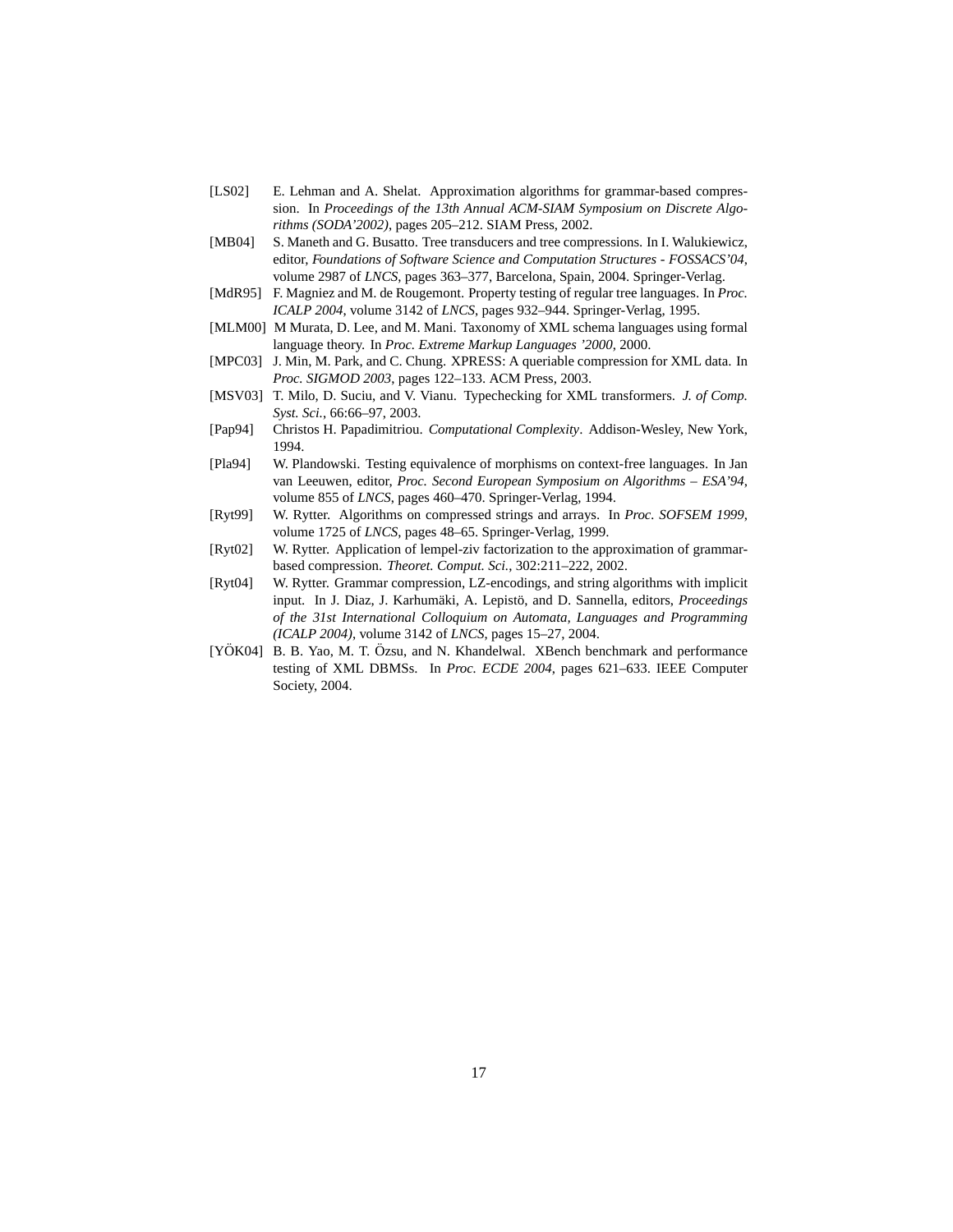[LS02] E. Lehman and A. Shelat. Approximation algorithms for grammar-based compression. In *Proceedings of the 13th Annual ACM-SIAM Symposium on Discrete Algorithms (SODA'2002)*, pages 205–212. SIAM Press, 2002.

[MB04] S. Maneth and G. Busatto. Tree transducers and tree compressions. In I. Walukiewicz, editor, *Foundations of Software Science and Computation Structures - FOSSACS'04*, volume 2987 of *LNCS*, pages 363–377, Barcelona, Spain, 2004. Springer-Verlag.

[MdR95] F. Magniez and M. de Rougemont. Property testing of regular tree languages. In *Proc. ICALP 2004*, volume 3142 of *LNCS*, pages 932–944. Springer-Verlag, 1995.

[MLM00] M Murata, D. Lee, and M. Mani. Taxonomy of XML schema languages using formal language theory. In *Proc. Extreme Markup Languages '2000*, 2000.

[MPC03] J. Min, M. Park, and C. Chung. XPRESS: A queriable compression for XML data. In *Proc. SIGMOD 2003*, pages 122–133. ACM Press, 2003.

[MSV03] T. Milo, D. Suciu, and V. Vianu. Typechecking for XML transformers. *J. of Comp. Syst. Sci.*, 66:66–97, 2003.

[Pap94] Christos H. Papadimitriou. *Computational Complexity*. Addison-Wesley, New York, 1994.

[Pla94] W. Plandowski. Testing equivalence of morphisms on context-free languages. In Jan van Leeuwen, editor, *Proc. Second European Symposium on Algorithms – ESA'94*, volume 855 of *LNCS*, pages 460–470. Springer-Verlag, 1994.

[Ryt99] W. Rytter. Algorithms on compressed strings and arrays. In *Proc. SOFSEM 1999*, volume 1725 of *LNCS*, pages 48–65. Springer-Verlag, 1999.

[Ryt02] W. Rytter. Application of lempel-ziv factorization to the approximation of grammar-based compression. *Theoret. Comput. Sci.*, 302:211–222, 2002.

[Ryt04] W. Rytter. Grammar compression, LZ-encodings, and string algorithms with implicit input. In J. Diaz, J. Karhumäki, A. Lepistö, and D. Sannella, editors, *Proceedings of the 31st International Colloquium on Automata, Languages and Programming (ICALP 2004)*, volume 3142 of *LNCS*, pages 15–27, 2004.

[YÖK04] B. B. Yao, M. T. Özsu, and N. Khandelwal. XBench benchmark and performance testing of XML DBMSs. In *Proc. ECDE 2004*, pages 621–633. IEEE Computer Society, 2004.